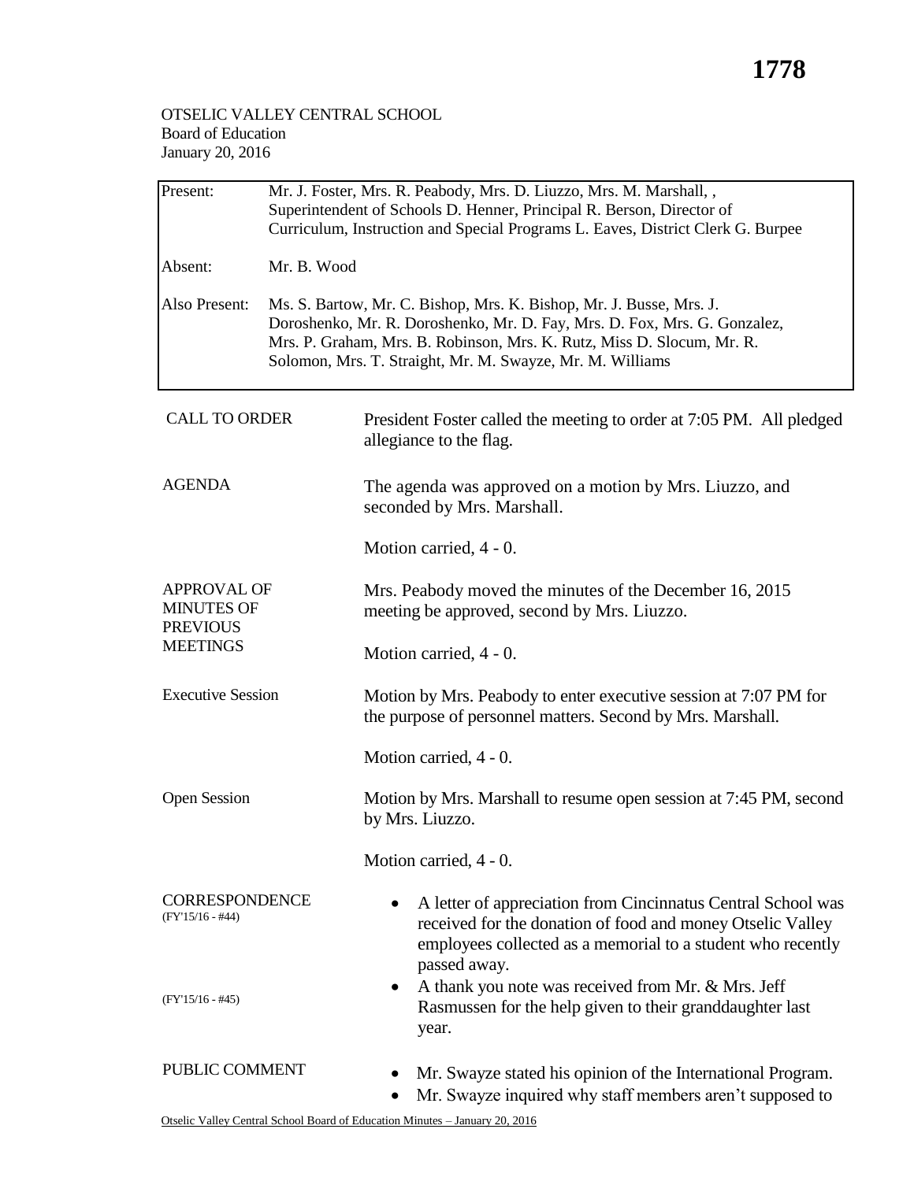OTSELIC VALLEY CENTRAL SCHOOL
Board of Education
January 20, 2016

| | |
|---|---|
| Present: | Mr. J. Foster, Mrs. R. Peabody, Mrs. D. Liuzzo, Mrs. M. Marshall, , Superintendent of Schools D. Henner, Principal R. Berson, Director of Curriculum, Instruction and Special Programs L. Eaves, District Clerk G. Burpee |
| Absent: | Mr. B. Wood |
| Also Present: | Ms. S. Bartow, Mr. C. Bishop, Mrs. K. Bishop, Mr. J. Busse, Mrs. J. Doroshenko, Mr. R. Doroshenko, Mr. D. Fay, Mrs. D. Fox, Mrs. G. Gonzalez, Mrs. P. Graham, Mrs. B. Robinson, Mrs. K. Rutz, Miss D. Slocum, Mr. R. Solomon, Mrs. T. Straight, Mr. M. Swayze, Mr. M. Williams |

**CALL TO ORDER**

President Foster called the meeting to order at 7:05 PM. All pledged allegiance to the flag.

**AGENDA**

The agenda was approved on a motion by Mrs. Liuzzo, and seconded by Mrs. Marshall.

Motion carried, 4 - 0.

**APPROVAL OF MINUTES OF PREVIOUS MEETINGS**

Mrs. Peabody moved the minutes of the December 16, 2015 meeting be approved, second by Mrs. Liuzzo.

Motion carried, 4 - 0.

**Executive Session**

Motion by Mrs. Peabody to enter executive session at 7:07 PM for the purpose of personnel matters. Second by Mrs. Marshall.

Motion carried, 4 - 0.

**Open Session**

Motion by Mrs. Marshall to resume open session at 7:45 PM, second by Mrs. Liuzzo.

Motion carried, 4 - 0.

**CORRESPONDENCE**

(FY'15/16 - #44)

- A letter of appreciation from Cincinnatus Central School was received for the donation of food and money Otselic Valley employees collected as a memorial to a student who recently passed away.

(FY'15/16 - #45)

- A thank you note was received from Mr. & Mrs. Jeff Rasmussen for the help given to their granddaughter last year.

**PUBLIC COMMENT**

- Mr. Swayze stated his opinion of the International Program.
- Mr. Swayze inquired why staff members aren't supposed to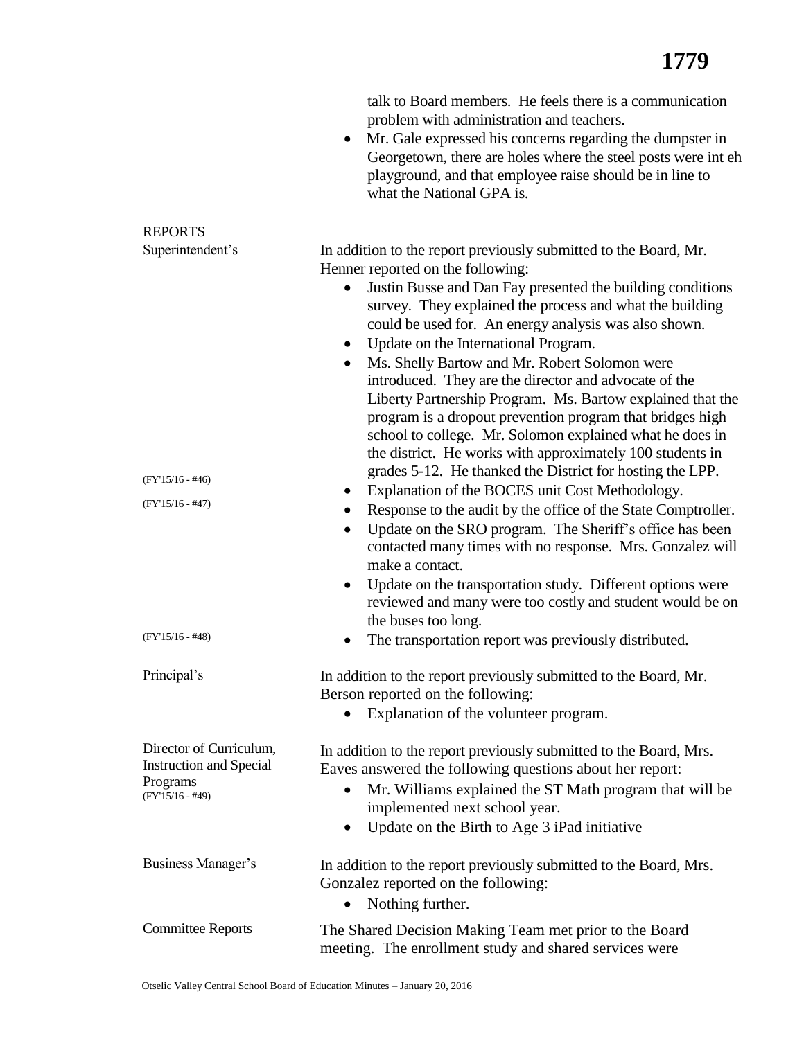talk to Board members. He feels there is a communication problem with administration and teachers.

- Mr. Gale expressed his concerns regarding the dumpster in Georgetown, there are holes where the steel posts were int eh playground, and that employee raise should be in line to what the National GPA is.

## REPORTS

**Superintendent's**

In addition to the report previously submitted to the Board, Mr. Henner reported on the following:

- Justin Busse and Dan Fay presented the building conditions survey. They explained the process and what the building could be used for. An energy analysis was also shown.
- Update on the International Program.
- Ms. Shelly Bartow and Mr. Robert Solomon were introduced. They are the director and advocate of the Liberty Partnership Program. Ms. Bartow explained that the program is a dropout prevention program that bridges high school to college. Mr. Solomon explained what he does in the district. He works with approximately 100 students in grades 5-12. He thanked the District for hosting the LPP.
- (FY'15/16 - #46) Explanation of the BOCES unit Cost Methodology.
- (FY'15/16 - #47) Response to the audit by the office of the State Comptroller.
- Update on the SRO program. The Sheriff's office has been contacted many times with no response. Mrs. Gonzalez will make a contact.
- Update on the transportation study. Different options were reviewed and many were too costly and student would be on the buses too long.
- (FY'15/16 - #48) The transportation report was previously distributed.

**Principal's**

In addition to the report previously submitted to the Board, Mr. Berson reported on the following:

- Explanation of the volunteer program.

**Director of Curriculum, Instruction and Special Programs** (FY'15/16 - #49)

In addition to the report previously submitted to the Board, Mrs. Eaves answered the following questions about her report:

- Mr. Williams explained the ST Math program that will be implemented next school year.
- Update on the Birth to Age 3 iPad initiative

**Business Manager's**

In addition to the report previously submitted to the Board, Mrs. Gonzalez reported on the following:

- Nothing further.

**Committee Reports**

The Shared Decision Making Team met prior to the Board meeting. The enrollment study and shared services were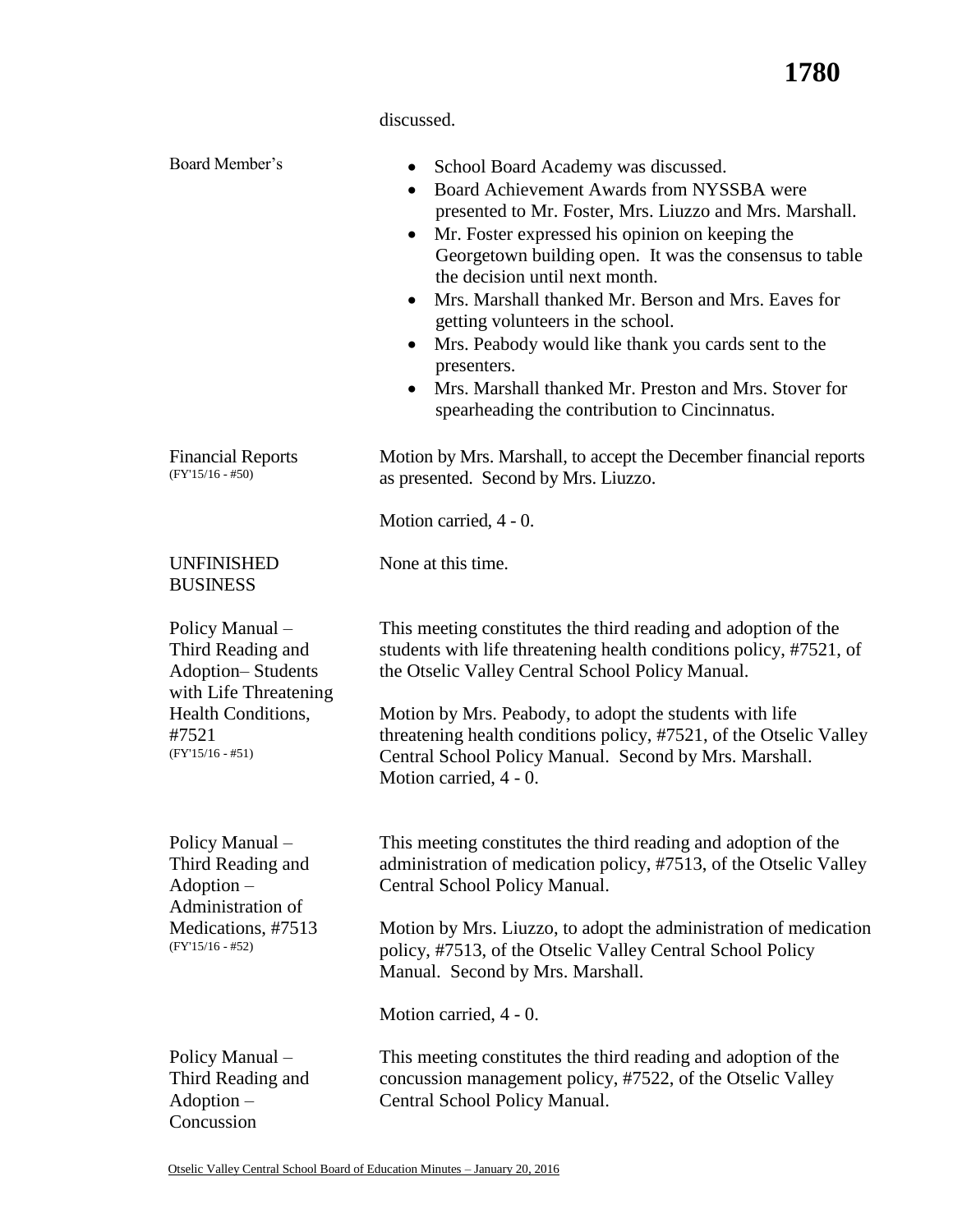discussed.

**Board Member's**

- School Board Academy was discussed.
- Board Achievement Awards from NYSSBA were presented to Mr. Foster, Mrs. Liuzzo and Mrs. Marshall.
- Mr. Foster expressed his opinion on keeping the Georgetown building open. It was the consensus to table the decision until next month.
- Mrs. Marshall thanked Mr. Berson and Mrs. Eaves for getting volunteers in the school.
- Mrs. Peabody would like thank you cards sent to the presenters.
- Mrs. Marshall thanked Mr. Preston and Mrs. Stover for spearheading the contribution to Cincinnatus.

**Financial Reports** (FY'15/16 - #50)

Motion by Mrs. Marshall, to accept the December financial reports as presented. Second by Mrs. Liuzzo.

Motion carried, 4 - 0.

**UNFINISHED BUSINESS**

None at this time.

**Policy Manual – Third Reading and Adoption– Students with Life Threatening Health Conditions, #7521** (FY'15/16 - #51)

This meeting constitutes the third reading and adoption of the students with life threatening health conditions policy, #7521, of the Otselic Valley Central School Policy Manual.

Motion by Mrs. Peabody, to adopt the students with life threatening health conditions policy, #7521, of the Otselic Valley Central School Policy Manual. Second by Mrs. Marshall. Motion carried, 4 - 0.

**Policy Manual – Third Reading and Adoption – Administration of Medications, #7513** (FY'15/16 - #52)

This meeting constitutes the third reading and adoption of the administration of medication policy, #7513, of the Otselic Valley Central School Policy Manual.

Motion by Mrs. Liuzzo, to adopt the administration of medication policy, #7513, of the Otselic Valley Central School Policy Manual. Second by Mrs. Marshall.

Motion carried, 4 - 0.

**Policy Manual – Third Reading and Adoption – Concussion**

This meeting constitutes the third reading and adoption of the concussion management policy, #7522, of the Otselic Valley Central School Policy Manual.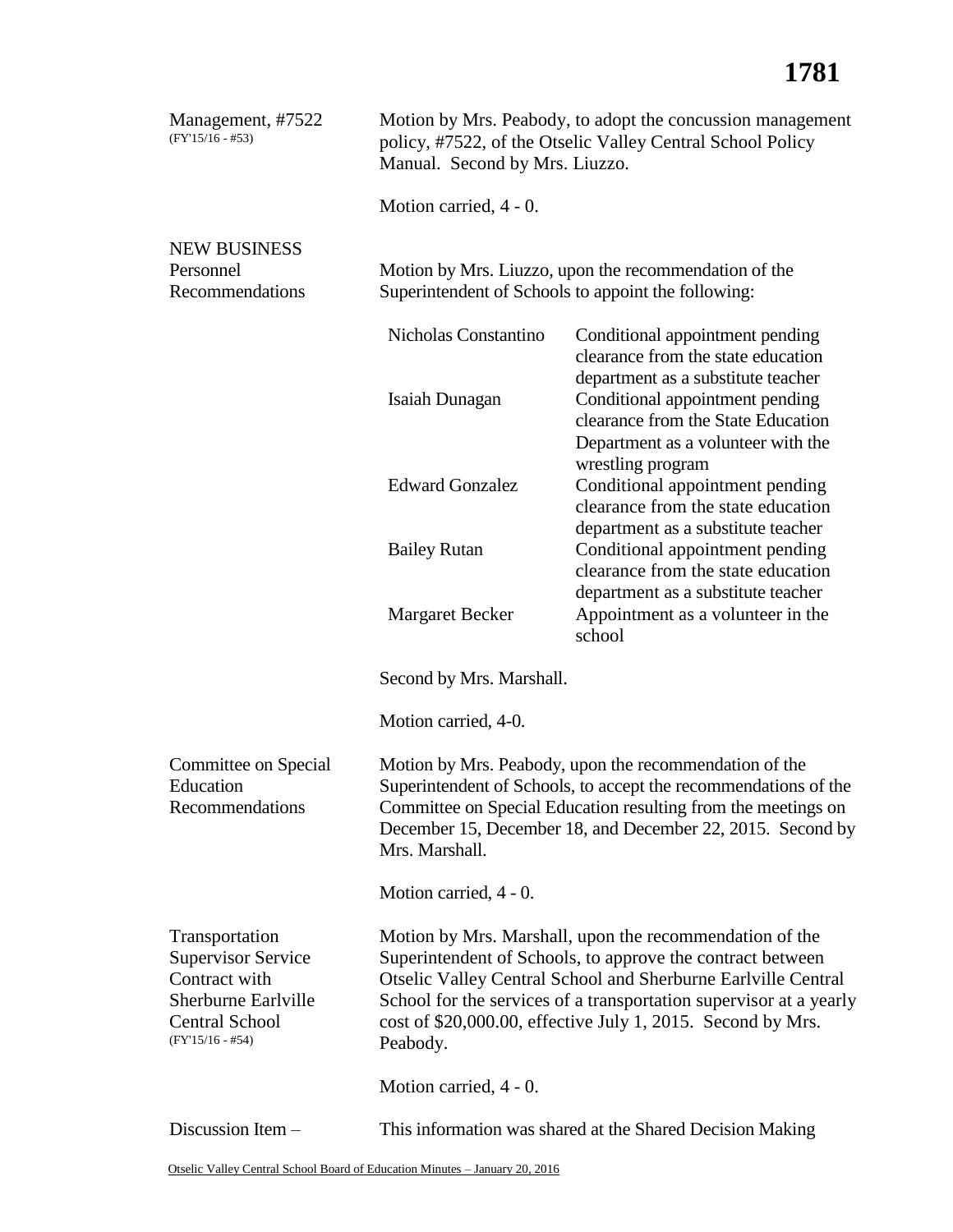Management, #7522 (FY'15/16 - #53)

Motion by Mrs. Peabody, to adopt the concussion management policy, #7522, of the Otselic Valley Central School Policy Manual. Second by Mrs. Liuzzo.

Motion carried, 4 - 0.

NEW BUSINESS

Personnel Recommendations

Motion by Mrs. Liuzzo, upon the recommendation of the Superintendent of Schools to appoint the following:

| | |
|---|---|
| Nicholas Constantino | Conditional appointment pending clearance from the state education department as a substitute teacher |
| Isaiah Dunagan | Conditional appointment pending clearance from the State Education Department as a volunteer with the wrestling program |
| Edward Gonzalez | Conditional appointment pending clearance from the state education department as a substitute teacher |
| Bailey Rutan | Conditional appointment pending clearance from the state education department as a substitute teacher |
| Margaret Becker | Appointment as a volunteer in the school |

Second by Mrs. Marshall.

Motion carried, 4-0.

Committee on Special Education Recommendations

Motion by Mrs. Peabody, upon the recommendation of the Superintendent of Schools, to accept the recommendations of the Committee on Special Education resulting from the meetings on December 15, December 18, and December 22, 2015. Second by Mrs. Marshall.

Motion carried, 4 - 0.

Transportation Supervisor Service Contract with Sherburne Earlville Central School (FY'15/16 - #54)

Motion by Mrs. Marshall, upon the recommendation of the Superintendent of Schools, to approve the contract between Otselic Valley Central School and Sherburne Earlville Central School for the services of a transportation supervisor at a yearly cost of $20,000.00, effective July 1, 2015. Second by Mrs. Peabody.

Motion carried, 4 - 0.

Discussion Item –

This information was shared at the Shared Decision Making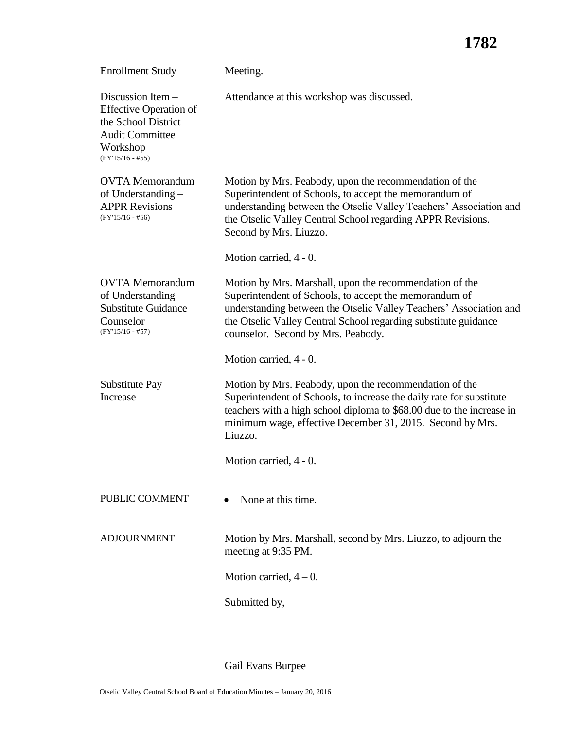| | |
|---|---|
| Enrollment Study | Meeting. |
| Discussion Item – Effective Operation of the School District Audit Committee Workshop (FY'15/16 - #55) | Attendance at this workshop was discussed. |
| OVTA Memorandum of Understanding – APPR Revisions (FY'15/16 - #56) | Motion by Mrs. Peabody, upon the recommendation of the Superintendent of Schools, to accept the memorandum of understanding between the Otselic Valley Teachers' Association and the Otselic Valley Central School regarding APPR Revisions. Second by Mrs. Liuzzo.<br><br>Motion carried, 4 - 0. |
| OVTA Memorandum of Understanding – Substitute Guidance Counselor (FY'15/16 - #57) | Motion by Mrs. Marshall, upon the recommendation of the Superintendent of Schools, to accept the memorandum of understanding between the Otselic Valley Teachers' Association and the Otselic Valley Central School regarding substitute guidance counselor. Second by Mrs. Peabody.<br><br>Motion carried, 4 - 0. |
| Substitute Pay Increase | Motion by Mrs. Peabody, upon the recommendation of the Superintendent of Schools, to increase the daily rate for substitute teachers with a high school diploma to $68.00 due to the increase in minimum wage, effective December 31, 2015. Second by Mrs. Liuzzo.<br><br>Motion carried, 4 - 0. |
| PUBLIC COMMENT | • None at this time. |
| ADJOURNMENT | Motion by Mrs. Marshall, second by Mrs. Liuzzo, to adjourn the meeting at 9:35 PM.<br><br>Motion carried, 4 – 0.<br><br>Submitted by,<br><br>Gail Evans Burpee |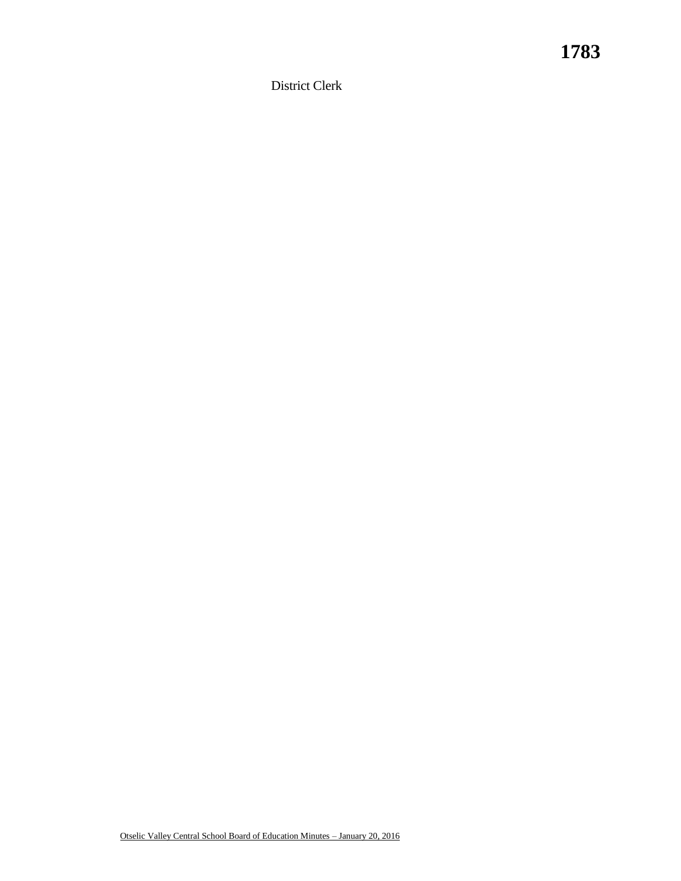District Clerk